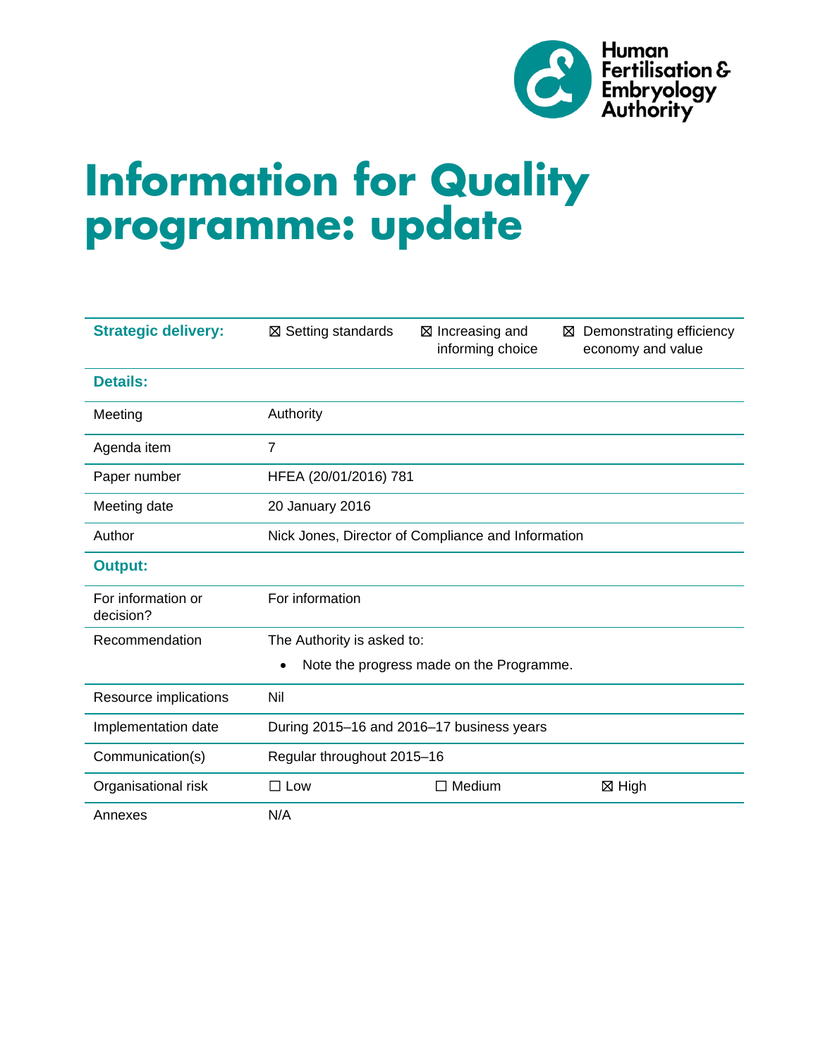Human Fertilisation & Embryology Authority

# Information for Quality programme: update

| | | | |
|---|---|---|---|
| **Strategic delivery:** | ☒ Setting standards | ☒ Increasing and informing choice | ☒ Demonstrating efficiency economy and value |
| **Details:** | | | |
| Meeting | Authority | | |
| Agenda item | 7 | | |
| Paper number | HFEA (20/01/2016) 781 | | |
| Meeting date | 20 January 2016 | | |
| Author | Nick Jones, Director of Compliance and Information | | |
| **Output:** | | | |
| For information or decision? | For information | | |
| Recommendation | The Authority is asked to: <br>• Note the progress made on the Programme. | | |
| Resource implications | Nil | | |
| Implementation date | During 2015–16 and 2016–17 business years | | |
| Communication(s) | Regular throughout 2015–16 | | |
| Organisational risk | ☐ Low | ☐ Medium | ☒ High |
| Annexes | N/A | | |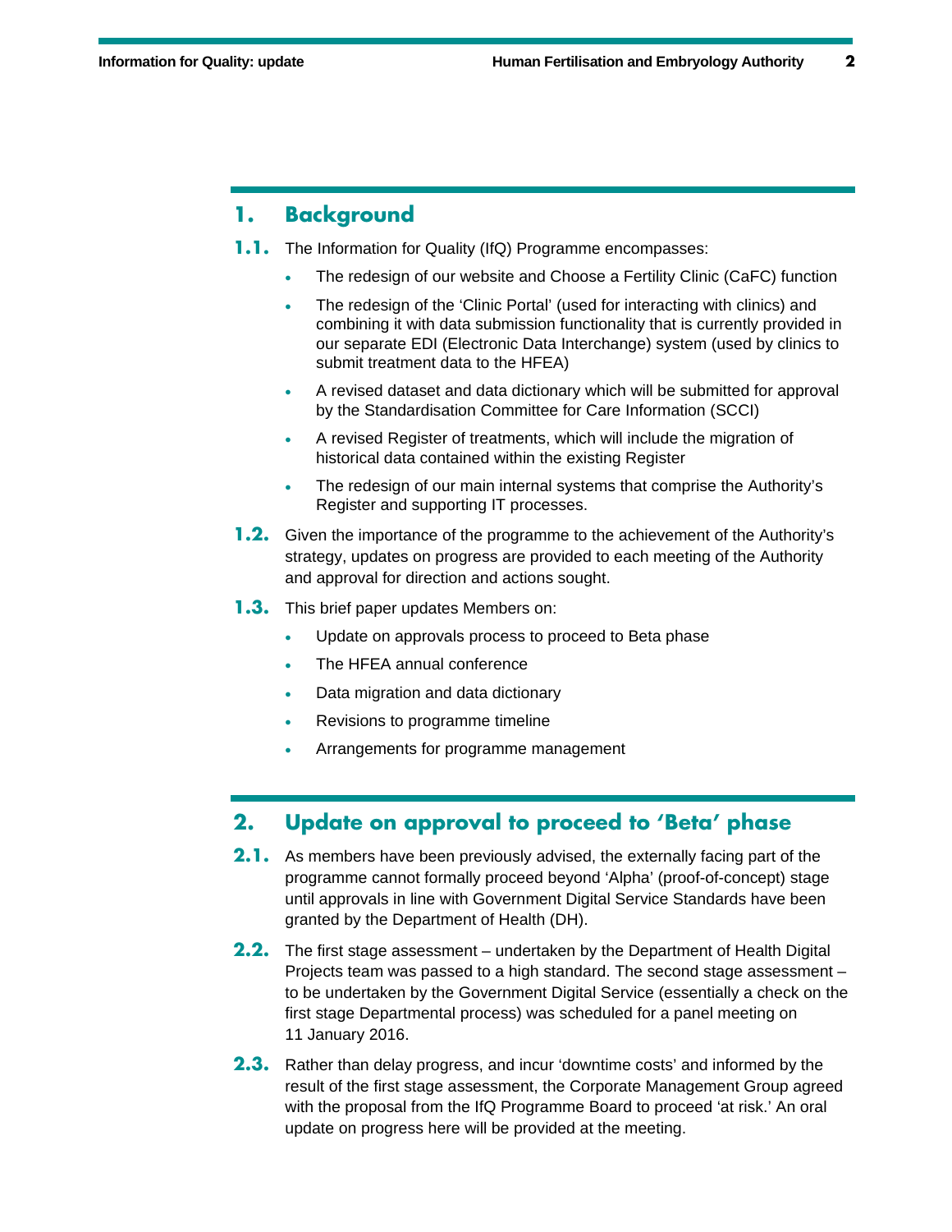## 1. Background

**1.1.** The Information for Quality (IfQ) Programme encompasses:

- The redesign of our website and Choose a Fertility Clinic (CaFC) function
- The redesign of the 'Clinic Portal' (used for interacting with clinics) and combining it with data submission functionality that is currently provided in our separate EDI (Electronic Data Interchange) system (used by clinics to submit treatment data to the HFEA)
- A revised dataset and data dictionary which will be submitted for approval by the Standardisation Committee for Care Information (SCCI)
- A revised Register of treatments, which will include the migration of historical data contained within the existing Register
- The redesign of our main internal systems that comprise the Authority's Register and supporting IT processes.

**1.2.** Given the importance of the programme to the achievement of the Authority's strategy, updates on progress are provided to each meeting of the Authority and approval for direction and actions sought.

**1.3.** This brief paper updates Members on:

- Update on approvals process to proceed to Beta phase
- The HFEA annual conference
- Data migration and data dictionary
- Revisions to programme timeline
- Arrangements for programme management

## 2. Update on approval to proceed to 'Beta' phase

**2.1.** As members have been previously advised, the externally facing part of the programme cannot formally proceed beyond 'Alpha' (proof-of-concept) stage until approvals in line with Government Digital Service Standards have been granted by the Department of Health (DH).

**2.2.** The first stage assessment – undertaken by the Department of Health Digital Projects team was passed to a high standard. The second stage assessment – to be undertaken by the Government Digital Service (essentially a check on the first stage Departmental process) was scheduled for a panel meeting on 11 January 2016.

**2.3.** Rather than delay progress, and incur 'downtime costs' and informed by the result of the first stage assessment, the Corporate Management Group agreed with the proposal from the IfQ Programme Board to proceed 'at risk.' An oral update on progress here will be provided at the meeting.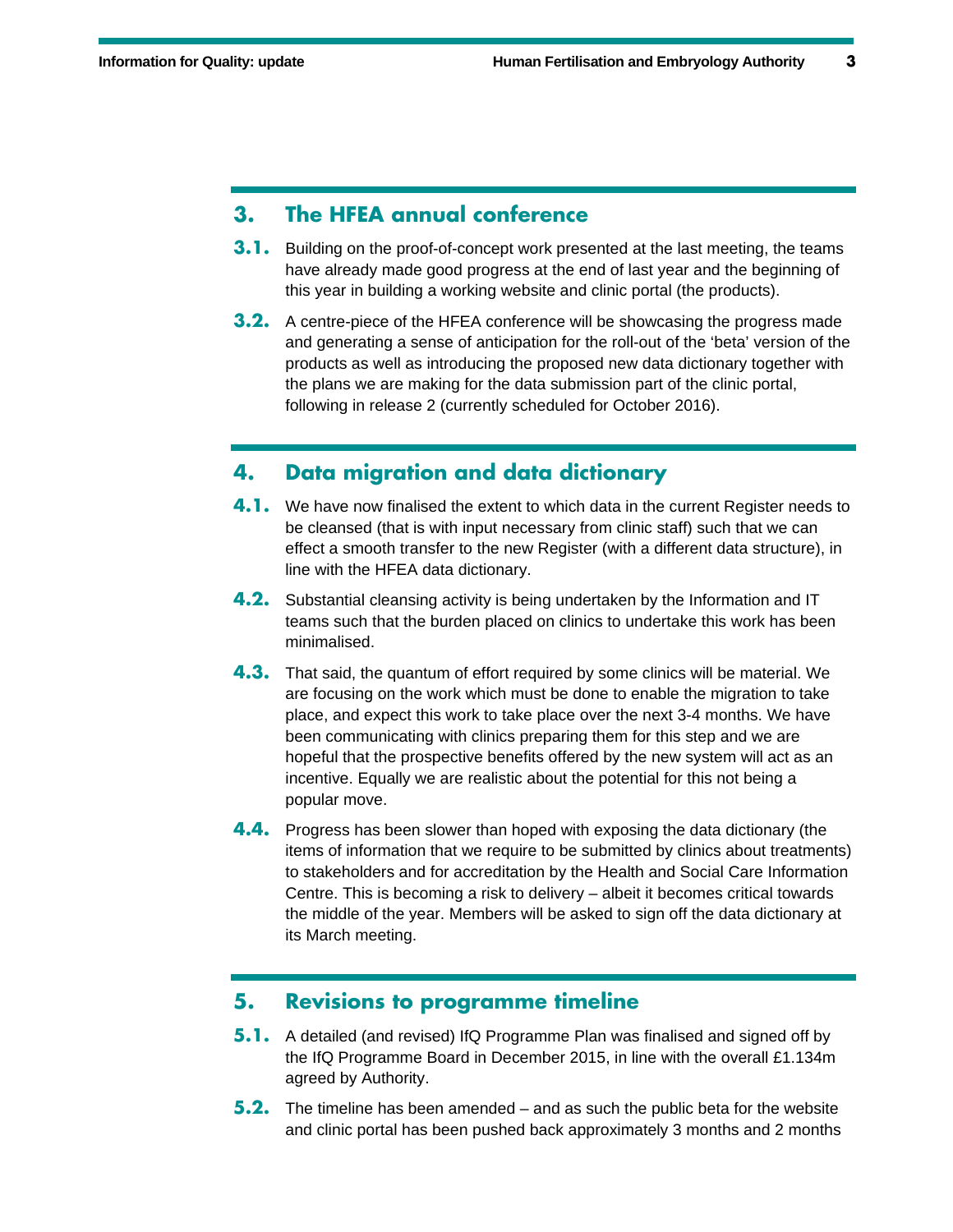## 3. The HFEA annual conference

**3.1.** Building on the proof-of-concept work presented at the last meeting, the teams have already made good progress at the end of last year and the beginning of this year in building a working website and clinic portal (the products).

**3.2.** A centre-piece of the HFEA conference will be showcasing the progress made and generating a sense of anticipation for the roll-out of the 'beta' version of the products as well as introducing the proposed new data dictionary together with the plans we are making for the data submission part of the clinic portal, following in release 2 (currently scheduled for October 2016).

## 4. Data migration and data dictionary

**4.1.** We have now finalised the extent to which data in the current Register needs to be cleansed (that is with input necessary from clinic staff) such that we can effect a smooth transfer to the new Register (with a different data structure), in line with the HFEA data dictionary.

**4.2.** Substantial cleansing activity is being undertaken by the Information and IT teams such that the burden placed on clinics to undertake this work has been minimalised.

**4.3.** That said, the quantum of effort required by some clinics will be material. We are focusing on the work which must be done to enable the migration to take place, and expect this work to take place over the next 3-4 months. We have been communicating with clinics preparing them for this step and we are hopeful that the prospective benefits offered by the new system will act as an incentive. Equally we are realistic about the potential for this not being a popular move.

**4.4.** Progress has been slower than hoped with exposing the data dictionary (the items of information that we require to be submitted by clinics about treatments) to stakeholders and for accreditation by the Health and Social Care Information Centre. This is becoming a risk to delivery – albeit it becomes critical towards the middle of the year. Members will be asked to sign off the data dictionary at its March meeting.

## 5. Revisions to programme timeline

**5.1.** A detailed (and revised) IfQ Programme Plan was finalised and signed off by the IfQ Programme Board in December 2015, in line with the overall £1.134m agreed by Authority.

**5.2.** The timeline has been amended – and as such the public beta for the website and clinic portal has been pushed back approximately 3 months and 2 months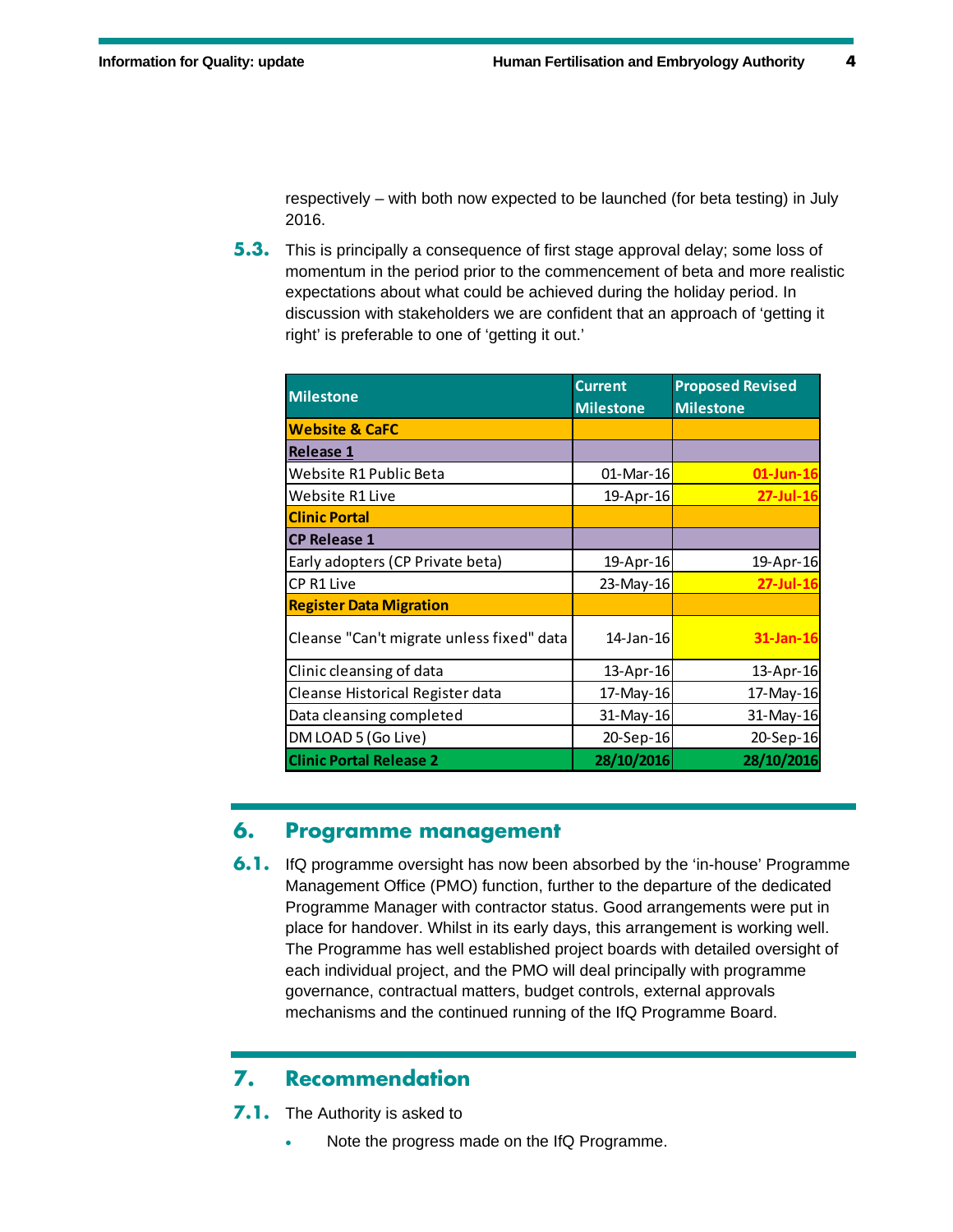respectively – with both now expected to be launched (for beta testing) in July 2016.

**5.3.** This is principally a consequence of first stage approval delay; some loss of momentum in the period prior to the commencement of beta and more realistic expectations about what could be achieved during the holiday period. In discussion with stakeholders we are confident that an approach of 'getting it right' is preferable to one of 'getting it out.'

| Milestone | Current Milestone | Proposed Revised Milestone |
| --- | --- | --- |
| **Website & CaFC** | | |
| **Release 1** | | |
| Website R1 Public Beta | 01-Mar-16 | **01-Jun-16** |
| Website R1 Live | 19-Apr-16 | **27-Jul-16** |
| **Clinic Portal** | | |
| **CP Release 1** | | |
| Early adopters (CP Private beta) | 19-Apr-16 | 19-Apr-16 |
| CP R1 Live | 23-May-16 | **27-Jul-16** |
| **Register Data Migration** | | |
| Cleanse "Can't migrate unless fixed" data | 14-Jan-16 | **31-Jan-16** |
| Clinic cleansing of data | 13-Apr-16 | 13-Apr-16 |
| Cleanse Historical Register data | 17-May-16 | 17-May-16 |
| Data cleansing completed | 31-May-16 | 31-May-16 |
| DM LOAD 5 (Go Live) | 20-Sep-16 | 20-Sep-16 |
| **Clinic Portal Release 2** | **28/10/2016** | **28/10/2016** |

## 6. Programme management

**6.1.** IfQ programme oversight has now been absorbed by the 'in-house' Programme Management Office (PMO) function, further to the departure of the dedicated Programme Manager with contractor status. Good arrangements were put in place for handover. Whilst in its early days, this arrangement is working well. The Programme has well established project boards with detailed oversight of each individual project, and the PMO will deal principally with programme governance, contractual matters, budget controls, external approvals mechanisms and the continued running of the IfQ Programme Board.

## 7. Recommendation

**7.1.** The Authority is asked to

- Note the progress made on the IfQ Programme.